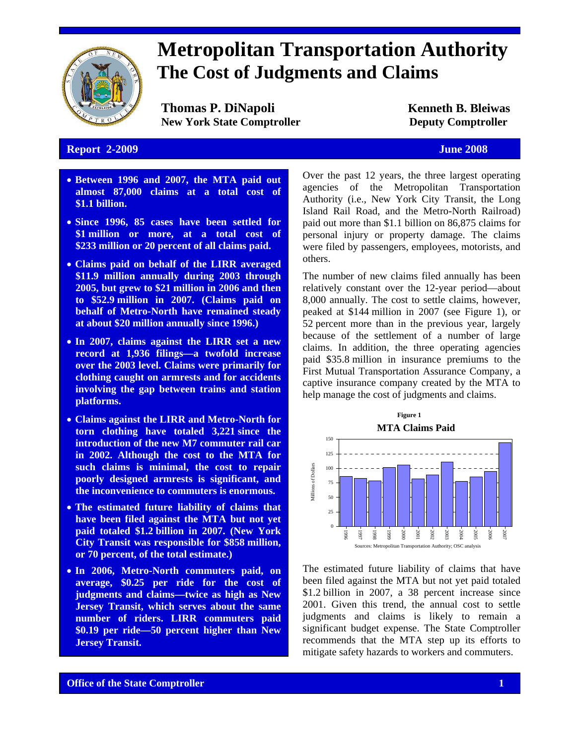# Metropolitan Transportation Authority
## The Cost of Judgments and Claims

**Thomas P. DiNapoli**
**New York State Comptroller**

**Kenneth B. Bleiwas**
**Deputy Comptroller**

**Report 2-2009** **June 2008**

- **Between 1996 and 2007, the MTA paid out almost 87,000 claims at a total cost of \$1.1 billion.**
- **Since 1996, 85 cases have been settled for \$1 million or more, at a total cost of \$233 million or 20 percent of all claims paid.**
- **Claims paid on behalf of the LIRR averaged \$11.9 million annually during 2003 through 2005, but grew to \$21 million in 2006 and then to \$52.9 million in 2007. (Claims paid on behalf of Metro-North have remained steady at about \$20 million annually since 1996.)**
- **In 2007, claims against the LIRR set a new record at 1,936 filings—a twofold increase over the 2003 level. Claims were primarily for clothing caught on armrests and for accidents involving the gap between trains and station platforms.**
- **Claims against the LIRR and Metro-North for torn clothing have totaled 3,221 since the introduction of the new M7 commuter rail car in 2002. Although the cost to the MTA for such claims is minimal, the cost to repair poorly designed armrests is significant, and the inconvenience to commuters is enormous.**
- **The estimated future liability of claims that have been filed against the MTA but not yet paid totaled \$1.2 billion in 2007. (New York City Transit was responsible for \$858 million, or 70 percent, of the total estimate.)**
- **In 2006, Metro-North commuters paid, on average, \$0.25 per ride for the cost of judgments and claims—twice as high as New Jersey Transit, which serves about the same number of riders. LIRR commuters paid \$0.19 per ride—50 percent higher than New Jersey Transit.**

Over the past 12 years, the three largest operating agencies of the Metropolitan Transportation Authority (i.e., New York City Transit, the Long Island Rail Road, and the Metro-North Railroad) paid out more than \$1.1 billion on 86,875 claims for personal injury or property damage. The claims were filed by passengers, employees, motorists, and others.

The number of new claims filed annually has been relatively constant over the 12-year period—about 8,000 annually. The cost to settle claims, however, peaked at \$144 million in 2007 (see Figure 1), or 52 percent more than in the previous year, largely because of the settlement of a number of large claims. In addition, the three operating agencies paid \$35.8 million in insurance premiums to the First Mutual Transportation Assurance Company, a captive insurance company created by the MTA to help manage the cost of judgments and claims.

**Figure 1**
**MTA Claims Paid**

Millions of Dollars (bar chart, 1996–2007)

Sources: Metropolitan Transportation Authority; OSC analysis

The estimated future liability of claims that have been filed against the MTA but not yet paid totaled \$1.2 billion in 2007, a 38 percent increase since 2001. Given this trend, the annual cost to settle judgments and claims is likely to remain a significant budget expense. The State Comptroller recommends that the MTA step up its efforts to mitigate safety hazards to workers and commuters.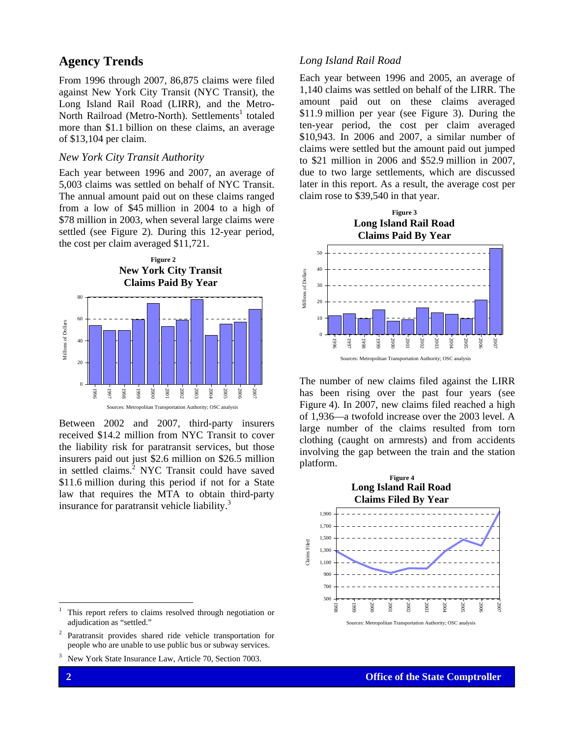## Agency Trends

From 1996 through 2007, 86,875 claims were filed against New York City Transit (NYC Transit), the Long Island Rail Road (LIRR), and the Metro-North Railroad (Metro-North). Settlements[1] totaled more than $1.1 billion on these claims, an average of $13,104 per claim.

### *New York City Transit Authority*

Each year between 1996 and 2007, an average of 5,003 claims was settled on behalf of NYC Transit. The annual amount paid out on these claims ranged from a low of $45 million in 2004 to a high of $78 million in 2003, when several large claims were settled (see Figure 2). During this 12-year period, the cost per claim averaged $11,721.

**Figure 2**
**New York City Transit Claims Paid By Year**

Sources: Metropolitan Transportation Authority; OSC analysis

Between 2002 and 2007, third-party insurers received $14.2 million from NYC Transit to cover the liability risk for paratransit services, but those insurers paid out just $2.6 million on $26.5 million in settled claims.[2] NYC Transit could have saved $11.6 million during this period if not for a State law that requires the MTA to obtain third-party insurance for paratransit vehicle liability.[3]

### *Long Island Rail Road*

Each year between 1996 and 2005, an average of 1,140 claims was settled on behalf of the LIRR. The amount paid out on these claims averaged $11.9 million per year (see Figure 3). During the ten-year period, the cost per claim averaged $10,943. In 2006 and 2007, a similar number of claims were settled but the amount paid out jumped to $21 million in 2006 and $52.9 million in 2007, due to two large settlements, which are discussed later in this report. As a result, the average cost per claim rose to $39,540 in that year.

**Figure 3**
**Long Island Rail Road Claims Paid By Year**

Sources: Metropolitan Transportation Authority; OSC analysis

The number of new claims filed against the LIRR has been rising over the past four years (see Figure 4). In 2007, new claims filed reached a high of 1,936—a twofold increase over the 2003 level. A large number of the claims resulted from torn clothing (caught on armrests) and from accidents involving the gap between the train and the station platform.

**Figure 4**
**Long Island Rail Road Claims Filed By Year**

Sources: Metropolitan Transportation Authority; OSC analysis

---

[1] This report refers to claims resolved through negotiation or adjudication as "settled."

[2] Paratransit provides shared ride vehicle transportation for people who are unable to use public bus or subway services.

[3] New York State Insurance Law, Article 70, Section 7003.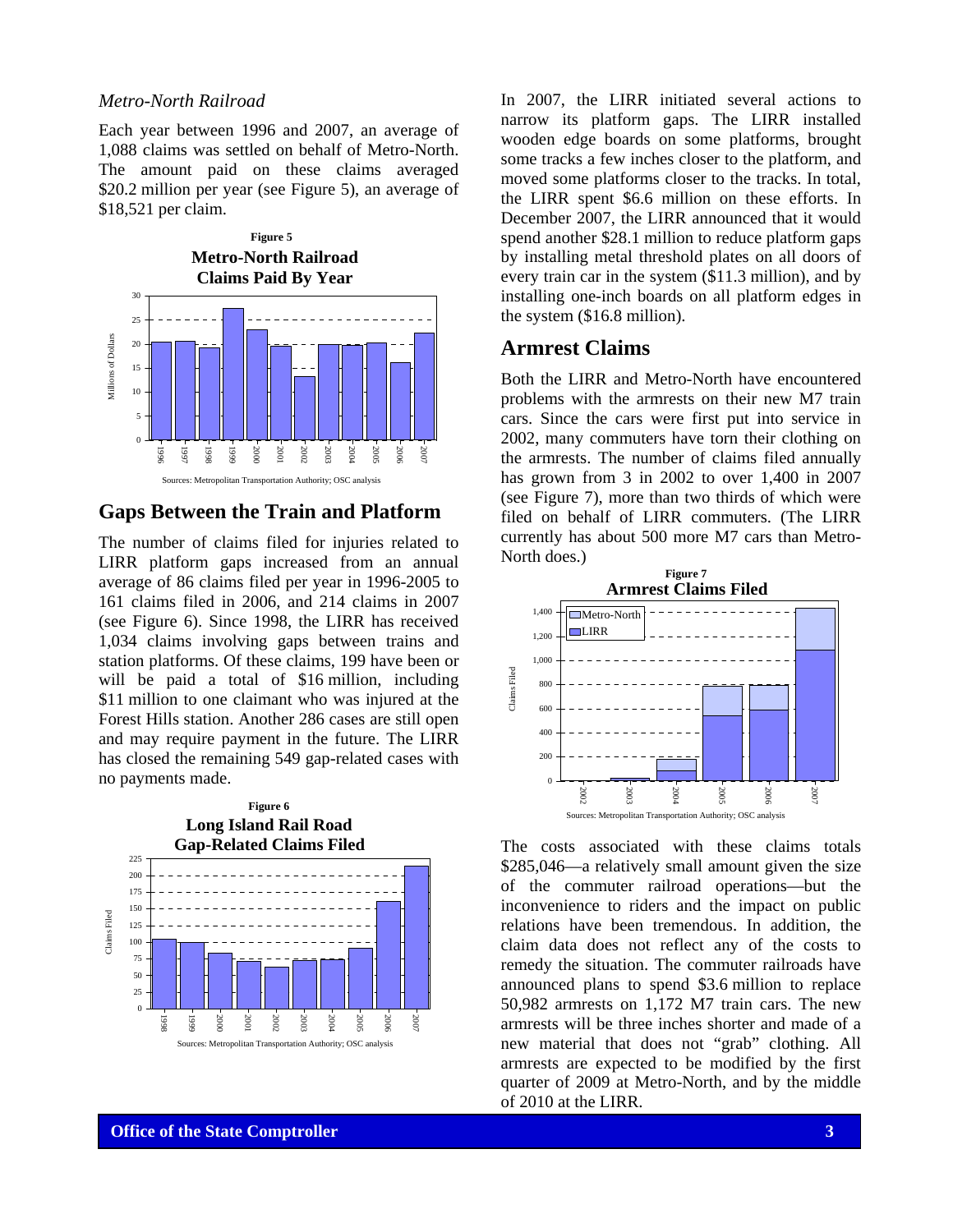*Metro-North Railroad*

Each year between 1996 and 2007, an average of 1,088 claims was settled on behalf of Metro-North. The amount paid on these claims averaged $20.2 million per year (see Figure 5), an average of $18,521 per claim.

**Figure 5**
**Metro-North Railroad Claims Paid By Year**

Sources: Metropolitan Transportation Authority; OSC analysis

## Gaps Between the Train and Platform

The number of claims filed for injuries related to LIRR platform gaps increased from an annual average of 86 claims filed per year in 1996-2005 to 161 claims filed in 2006, and 214 claims in 2007 (see Figure 6). Since 1998, the LIRR has received 1,034 claims involving gaps between trains and station platforms. Of these claims, 199 have been or will be paid a total of $16 million, including $11 million to one claimant who was injured at the Forest Hills station. Another 286 cases are still open and may require payment in the future. The LIRR has closed the remaining 549 gap-related cases with no payments made.

**Figure 6**
**Long Island Rail Road Gap-Related Claims Filed**

Sources: Metropolitan Transportation Authority; OSC analysis

In 2007, the LIRR initiated several actions to narrow its platform gaps. The LIRR installed wooden edge boards on some platforms, brought some tracks a few inches closer to the platform, and moved some platforms closer to the tracks. In total, the LIRR spent $6.6 million on these efforts. In December 2007, the LIRR announced that it would spend another $28.1 million to reduce platform gaps by installing metal threshold plates on all doors of every train car in the system ($11.3 million), and by installing one-inch boards on all platform edges in the system ($16.8 million).

## Armrest Claims

Both the LIRR and Metro-North have encountered problems with the armrests on their new M7 train cars. Since the cars were first put into service in 2002, many commuters have torn their clothing on the armrests. The number of claims filed annually has grown from 3 in 2002 to over 1,400 in 2007 (see Figure 7), more than two thirds of which were filed on behalf of LIRR commuters. (The LIRR currently has about 500 more M7 cars than Metro-North does.)

**Figure 7**
**Armrest Claims Filed**

Sources: Metropolitan Transportation Authority; OSC analysis

The costs associated with these claims totals $285,046—a relatively small amount given the size of the commuter railroad operations—but the inconvenience to riders and the impact on public relations have been tremendous. In addition, the claim data does not reflect any of the costs to remedy the situation. The commuter railroads have announced plans to spend $3.6 million to replace 50,982 armrests on 1,172 M7 train cars. The new armrests will be three inches shorter and made of a new material that does not "grab" clothing. All armrests are expected to be modified by the first quarter of 2009 at Metro-North, and by the middle of 2010 at the LIRR.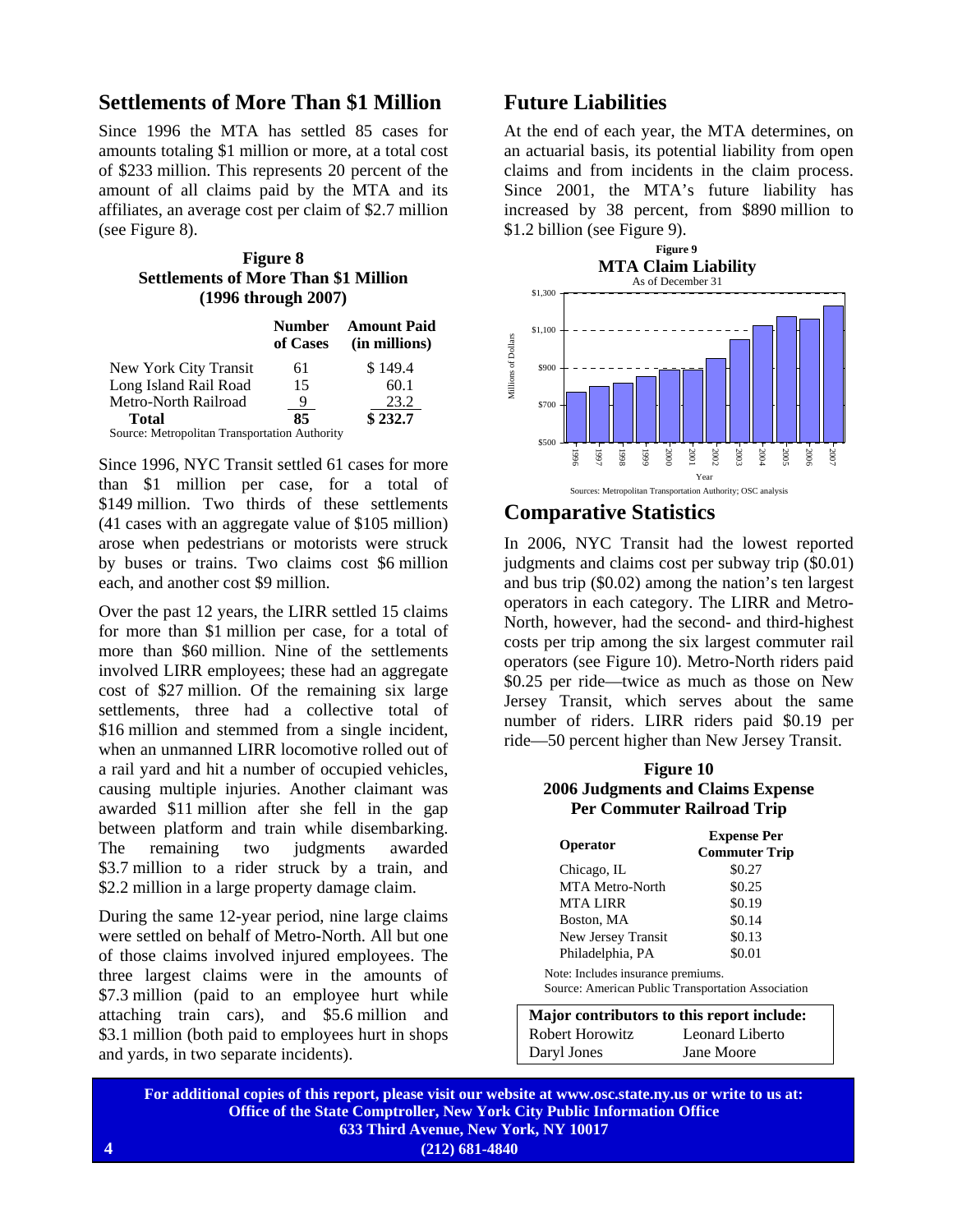## Settlements of More Than $1 Million

Since 1996 the MTA has settled 85 cases for amounts totaling $1 million or more, at a total cost of $233 million. This represents 20 percent of the amount of all claims paid by the MTA and its affiliates, an average cost per claim of $2.7 million (see Figure 8).

**Figure 8**
**Settlements of More Than $1 Million**
**(1996 through 2007)**

| | Number of Cases | Amount Paid (in millions) |
|---|---|---|
| New York City Transit | 61 | $ 149.4 |
| Long Island Rail Road | 15 | 60.1 |
| Metro-North Railroad | 9 | 23.2 |
| **Total** | **85** | **$ 232.7** |

Source: Metropolitan Transportation Authority

Since 1996, NYC Transit settled 61 cases for more than $1 million per case, for a total of $149 million. Two thirds of these settlements (41 cases with an aggregate value of $105 million) arose when pedestrians or motorists were struck by buses or trains. Two claims cost $6 million each, and another cost $9 million.

Over the past 12 years, the LIRR settled 15 claims for more than $1 million per case, for a total of more than $60 million. Nine of the settlements involved LIRR employees; these had an aggregate cost of $27 million. Of the remaining six large settlements, three had a collective total of $16 million and stemmed from a single incident, when an unmanned LIRR locomotive rolled out of a rail yard and hit a number of occupied vehicles, causing multiple injuries. Another claimant was awarded $11 million after she fell in the gap between platform and train while disembarking. The remaining two judgments awarded $3.7 million to a rider struck by a train, and $2.2 million in a large property damage claim.

During the same 12-year period, nine large claims were settled on behalf of Metro-North. All but one of those claims involved injured employees. The three largest claims were in the amounts of $7.3 million (paid to an employee hurt while attaching train cars), and $5.6 million and $3.1 million (both paid to employees hurt in shops and yards, in two separate incidents).

## Future Liabilities

At the end of each year, the MTA determines, on an actuarial basis, its potential liability from open claims and from incidents in the claim process. Since 2001, the MTA's future liability has increased by 38 percent, from $890 million to $1.2 billion (see Figure 9).

**Figure 9**
**MTA Claim Liability**
As of December 31

Millions of Dollars
$1,300
$1,100
$900
$700
$500
1996 1997 1998 1999 2000 2001 2002 2003 2004 2005 2006 2007
Year

Sources: Metropolitan Transportation Authority; OSC analysis

## Comparative Statistics

In 2006, NYC Transit had the lowest reported judgments and claims cost per subway trip ($0.01) and bus trip ($0.02) among the nation's ten largest operators in each category. The LIRR and Metro-North, however, had the second- and third-highest costs per trip among the six largest commuter rail operators (see Figure 10). Metro-North riders paid $0.25 per ride—twice as much as those on New Jersey Transit, which serves about the same number of riders. LIRR riders paid $0.19 per ride—50 percent higher than New Jersey Transit.

**Figure 10**
**2006 Judgments and Claims Expense**
**Per Commuter Railroad Trip**

| Operator | Expense Per Commuter Trip |
|---|---|
| Chicago, IL | $0.27 |
| MTA Metro-North | $0.25 |
| MTA LIRR | $0.19 |
| Boston, MA | $0.14 |
| New Jersey Transit | $0.13 |
| Philadelphia, PA | $0.01 |

Note: Includes insurance premiums.
Source: American Public Transportation Association

| Major contributors to this report include: | |
|---|---|
| Robert Horowitz | Leonard Liberto |
| Daryl Jones | Jane Moore |

**For additional copies of this report, please visit our website at www.osc.state.ny.us or write to us at:**
**Office of the State Comptroller, New York City Public Information Office**
**633 Third Avenue, New York, NY 10017**
**(212) 681-4840**